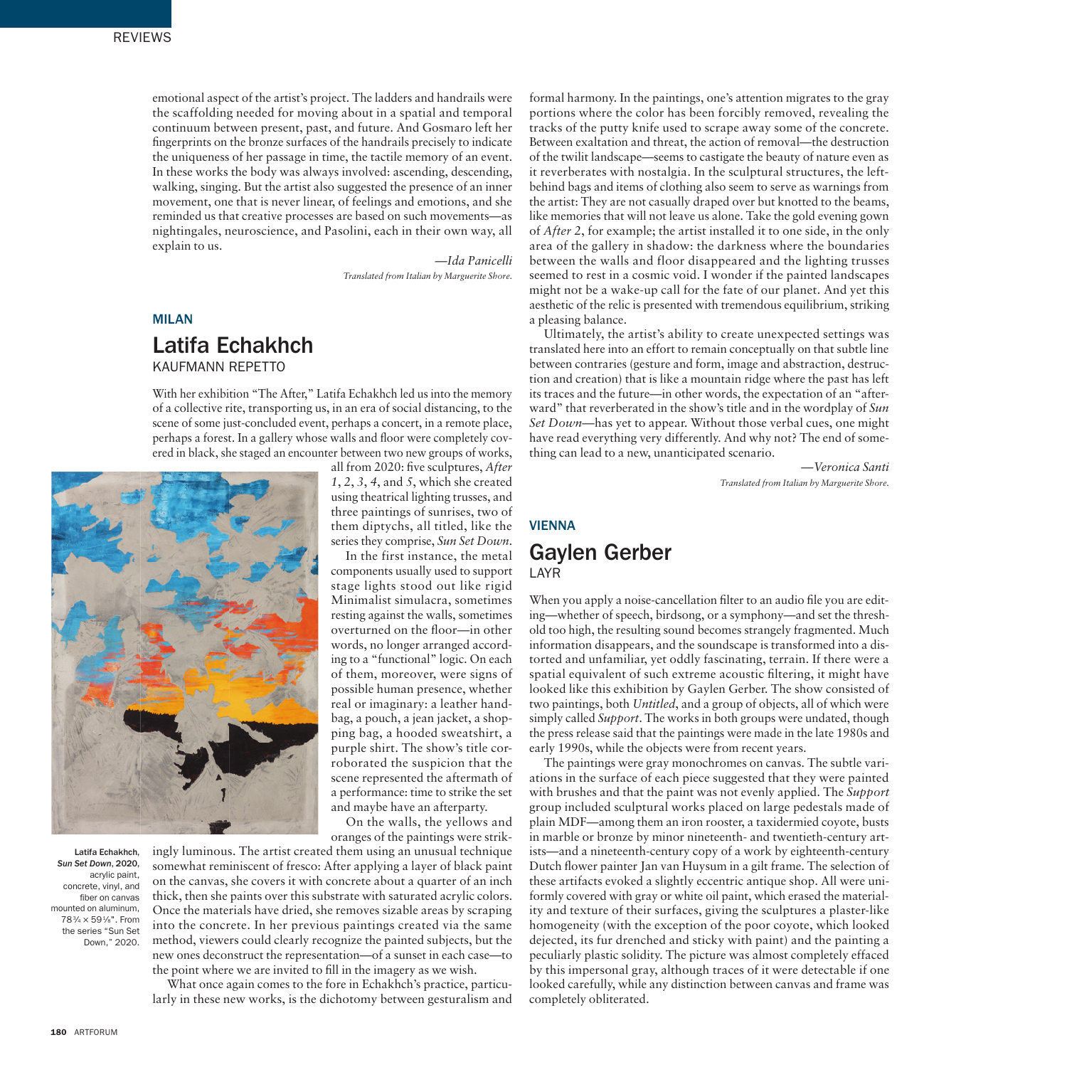emotional aspect of the artist's project. The ladders and handrails were the scaffolding needed for moving about in a spatial and temporal continuum between present, past, and future. And Gosmaro left her fingerprints on the bronze surfaces of the handrails precisely to indicate the uniqueness of her passage in time, the tactile memory of an event. In these works the body was always involved: ascending, descending, walking, singing. But the artist also suggested the presence of an inner movement, one that is never linear, of feelings and emotions, and she reminded us that creative processes are based on such movements—as nightingales, neuroscience, and Pasolini, each in their own way, all explain to us.

—*Ida Panicelli*

*Translated from Italian by Marguerite Shore.*

### MILAN

## Latifa Echakhch

KAUFMANN REPETTO

With her exhibition "The After," Latifa Echakhch led us into the memory of a collective rite, transporting us, in an era of social distancing, to the scene of some just-concluded event, perhaps a concert, in a remote place, perhaps a forest. In a gallery whose walls and floor were completely covered in black, she staged an encounter between two new groups of works, all from 2020: five sculptures, *After 1*, *2*, *3*, *4*, and *5*, which she created using theatrical lighting trusses, and three paintings of sunrises, two of them diptychs, all titled, like the series they comprise, *Sun Set Down*.

In the first instance, the metal components usually used to support stage lights stood out like rigid Minimalist simulacra, sometimes resting against the walls, sometimes overturned on the floor—in other words, no longer arranged according to a "functional" logic. On each of them, moreover, were signs of possible human presence, whether real or imaginary: a leather handbag, a pouch, a jean jacket, a shopping bag, a hooded sweatshirt, a purple shirt. The show's title corroborated the suspicion that the scene represented the aftermath of a performance: time to strike the set and maybe have an afterparty.

Latifa Echakhch, *Sun Set Down*, 2020, acrylic paint, concrete, vinyl, and fiber on canvas mounted on aluminum, 78¾ × 59⅛". From the series "Sun Set Down," 2020.

On the walls, the yellows and oranges of the paintings were strikingly luminous. The artist created them using an unusual technique somewhat reminiscent of fresco: After applying a layer of black paint on the canvas, she covers it with concrete about a quarter of an inch thick, then she paints over this substrate with saturated acrylic colors. Once the materials have dried, she removes sizable areas by scraping into the concrete. In her previous paintings created via the same method, viewers could clearly recognize the painted subjects, but the new ones deconstruct the representation—of a sunset in each case—to the point where we are invited to fill in the imagery as we wish.

What once again comes to the fore in Echakhch's practice, particularly in these new works, is the dichotomy between gesturalism and formal harmony. In the paintings, one's attention migrates to the gray portions where the color has been forcibly removed, revealing the tracks of the putty knife used to scrape away some of the concrete. Between exaltation and threat, the action of removal—the destruction of the twilit landscape—seems to castigate the beauty of nature even as it reverberates with nostalgia. In the sculptural structures, the left-behind bags and items of clothing also seem to serve as warnings from the artist: They are not casually draped over but knotted to the beams, like memories that will not leave us alone. Take the gold evening gown of *After 2*, for example; the artist installed it to one side, in the only area of the gallery in shadow: the darkness where the boundaries between the walls and floor disappeared and the lighting trusses seemed to rest in a cosmic void. I wonder if the painted landscapes might not be a wake-up call for the fate of our planet. And yet this aesthetic of the relic is presented with tremendous equilibrium, striking a pleasing balance.

Ultimately, the artist's ability to create unexpected settings was translated here into an effort to remain conceptually on that subtle line between contraries (gesture and form, image and abstraction, destruction and creation) that is like a mountain ridge where the past has left its traces and the future—in other words, the expectation of an "afterward" that reverberated in the show's title and in the wordplay of *Sun Set Down*—has yet to appear. Without those verbal cues, one might have read everything very differently. And why not? The end of something can lead to a new, unanticipated scenario.

—*Veronica Santi*

*Translated from Italian by Marguerite Shore.*

### VIENNA

## Gaylen Gerber

LAYR

When you apply a noise-cancellation filter to an audio file you are editing—whether of speech, birdsong, or a symphony—and set the threshold too high, the resulting sound becomes strangely fragmented. Much information disappears, and the soundscape is transformed into a distorted and unfamiliar, yet oddly fascinating, terrain. If there were a spatial equivalent of such extreme acoustic filtering, it might have looked like this exhibition by Gaylen Gerber. The show consisted of two paintings, both *Untitled*, and a group of objects, all of which were simply called *Support*. The works in both groups were undated, though the press release said that the paintings were made in the late 1980s and early 1990s, while the objects were from recent years.

The paintings were gray monochromes on canvas. The subtle variations in the surface of each piece suggested that they were painted with brushes and that the paint was not evenly applied. The *Support* group included sculptural works placed on large pedestals made of plain MDF—among them an iron rooster, a taxidermied coyote, busts in marble or bronze by minor nineteenth- and twentieth-century artists—and a nineteenth-century copy of a work by eighteenth-century Dutch flower painter Jan van Huysum in a gilt frame. The selection of these artifacts evoked a slightly eccentric antique shop. All were uniformly covered with gray or white oil paint, which erased the materiality and texture of their surfaces, giving the sculptures a plaster-like homogeneity (with the exception of the poor coyote, which looked dejected, its fur drenched and sticky with paint) and the painting a peculiarly plastic solidity. The picture was almost completely effaced by this impersonal gray, although traces of it were detectable if one looked carefully, while any distinction between canvas and frame was completely obliterated.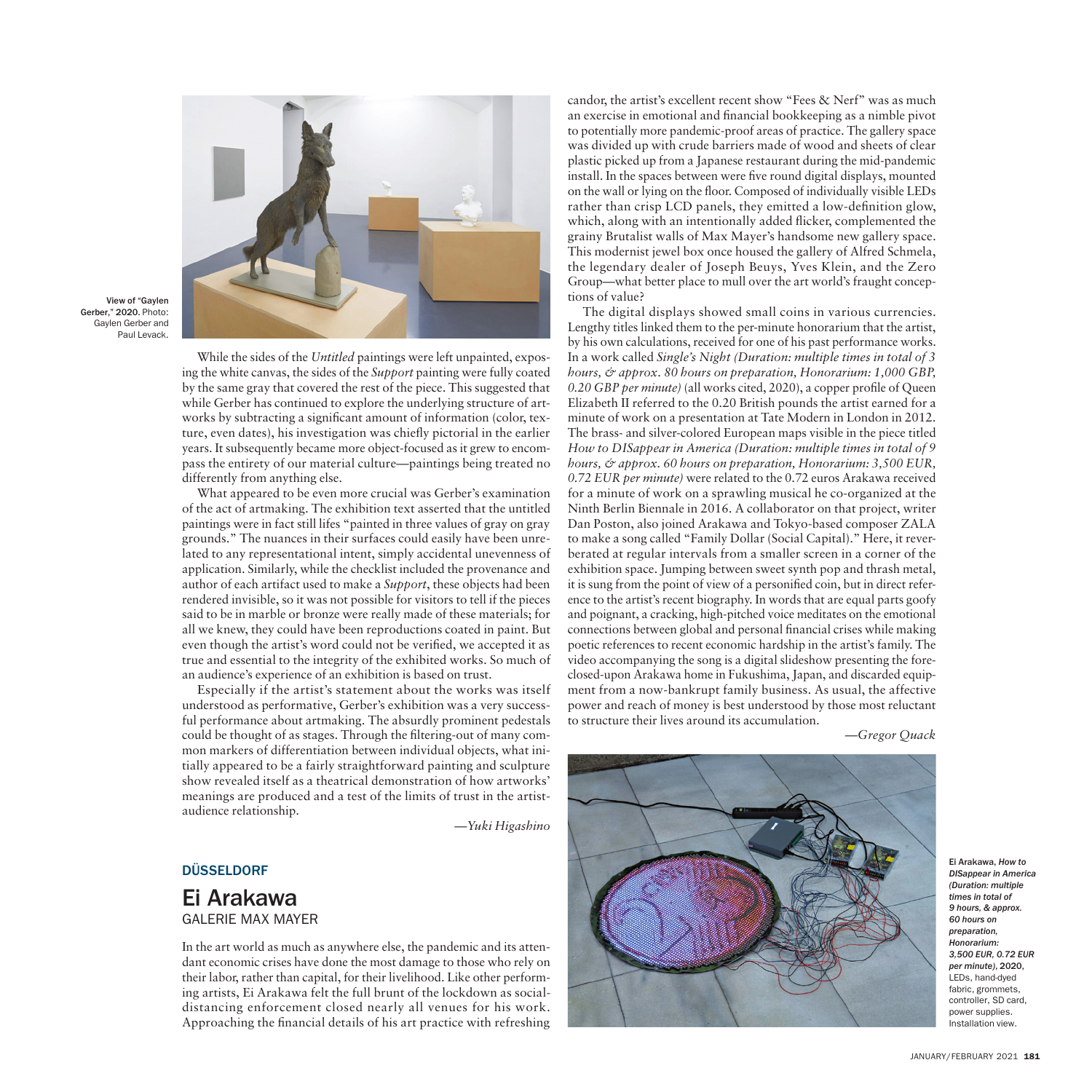View of "Gaylen Gerber," 2020. Photo: Gaylen Gerber and Paul Levack.

While the sides of the *Untitled* paintings were left unpainted, exposing the white canvas, the sides of the *Support* painting were fully coated by the same gray that covered the rest of the piece. This suggested that while Gerber has continued to explore the underlying structure of artworks by subtracting a significant amount of information (color, texture, even dates), his investigation was chiefly pictorial in the earlier years. It subsequently became more object-focused as it grew to encompass the entirety of our material culture—paintings being treated no differently from anything else.

What appeared to be even more crucial was Gerber's examination of the act of artmaking. The exhibition text asserted that the untitled paintings were in fact still lifes "painted in three values of gray on gray grounds." The nuances in their surfaces could easily have been unrelated to any representational intent, simply accidental unevenness of application. Similarly, while the checklist included the provenance and author of each artifact used to make a *Support*, these objects had been rendered invisible, so it was not possible for visitors to tell if the pieces said to be in marble or bronze were really made of these materials; for all we knew, they could have been reproductions coated in paint. But even though the artist's word could not be verified, we accepted it as true and essential to the integrity of the exhibited works. So much of an audience's experience of an exhibition is based on trust.

Especially if the artist's statement about the works was itself understood as performative, Gerber's exhibition was a very successful performance about artmaking. The absurdly prominent pedestals could be thought of as stages. Through the filtering-out of many common markers of differentiation between individual objects, what initially appeared to be a fairly straightforward painting and sculpture show revealed itself as a theatrical demonstration of how artworks' meanings are produced and a test of the limits of trust in the artist-audience relationship.

*—Yuki Higashino*

## DÜSSELDORF

# Ei Arakawa

GALERIE MAX MAYER

In the art world as much as anywhere else, the pandemic and its attendant economic crises have done the most damage to those who rely on their labor, rather than capital, for their livelihood. Like other performing artists, Ei Arakawa felt the full brunt of the lockdown as social-distancing enforcement closed nearly all venues for his work. Approaching the financial details of his art practice with refreshing candor, the artist's excellent recent show "Fees & Nerf" was as much an exercise in emotional and financial bookkeeping as a nimble pivot to potentially more pandemic-proof areas of practice. The gallery space was divided up with crude barriers made of wood and sheets of clear plastic picked up from a Japanese restaurant during the mid-pandemic install. In the spaces between were five round digital displays, mounted on the wall or lying on the floor. Composed of individually visible LEDs rather than crisp LCD panels, they emitted a low-definition glow, which, along with an intentionally added flicker, complemented the grainy Brutalist walls of Max Mayer's handsome new gallery space. This modernist jewel box once housed the gallery of Alfred Schmela, the legendary dealer of Joseph Beuys, Yves Klein, and the Zero Group—what better place to mull over the art world's fraught conceptions of value?

The digital displays showed small coins in various currencies. Lengthy titles linked them to the per-minute honorarium that the artist, by his own calculations, received for one of his past performance works. In a work called *Single's Night (Duration: multiple times in total of 3 hours, & approx. 80 hours on preparation, Honorarium: 1,000 GBP, 0.20 GBP per minute)* (all works cited, 2020), a copper profile of Queen Elizabeth II referred to the 0.20 British pounds the artist earned for a minute of work on a presentation at Tate Modern in London in 2012. The brass- and silver-colored European maps visible in the piece titled *How to DISappear in America (Duration: multiple times in total of 9 hours, & approx. 60 hours on preparation, Honorarium: 3,500 EUR, 0.72 EUR per minute)* were related to the 0.72 euros Arakawa received for a minute of work on a sprawling musical he co-organized at the Ninth Berlin Biennale in 2016. A collaborator on that project, writer Dan Poston, also joined Arakawa and Tokyo-based composer ZALA to make a song called "Family Dollar (Social Capital)." Here, it reverberated at regular intervals from a smaller screen in a corner of the exhibition space. Jumping between sweet synth pop and thrash metal, it is sung from the point of view of a personified coin, but in direct reference to the artist's recent biography. In words that are equal parts goofy and poignant, a cracking, high-pitched voice meditates on the emotional connections between global and personal financial crises while making poetic references to recent economic hardship in the artist's family. The video accompanying the song is a digital slideshow presenting the foreclosed-upon Arakawa home in Fukushima, Japan, and discarded equipment from a now-bankrupt family business. As usual, the affective power and reach of money is best understood by those most reluctant to structure their lives around its accumulation.

*—Gregor Quack*

Ei Arakawa, *How to DISappear in America (Duration: multiple times in total of 9 hours, & approx. 60 hours on preparation, Honorarium: 3,500 EUR, 0.72 EUR per minute)*, 2020, LEDs, hand-dyed fabric, grommets, controller, SD card, power supplies. Installation view.